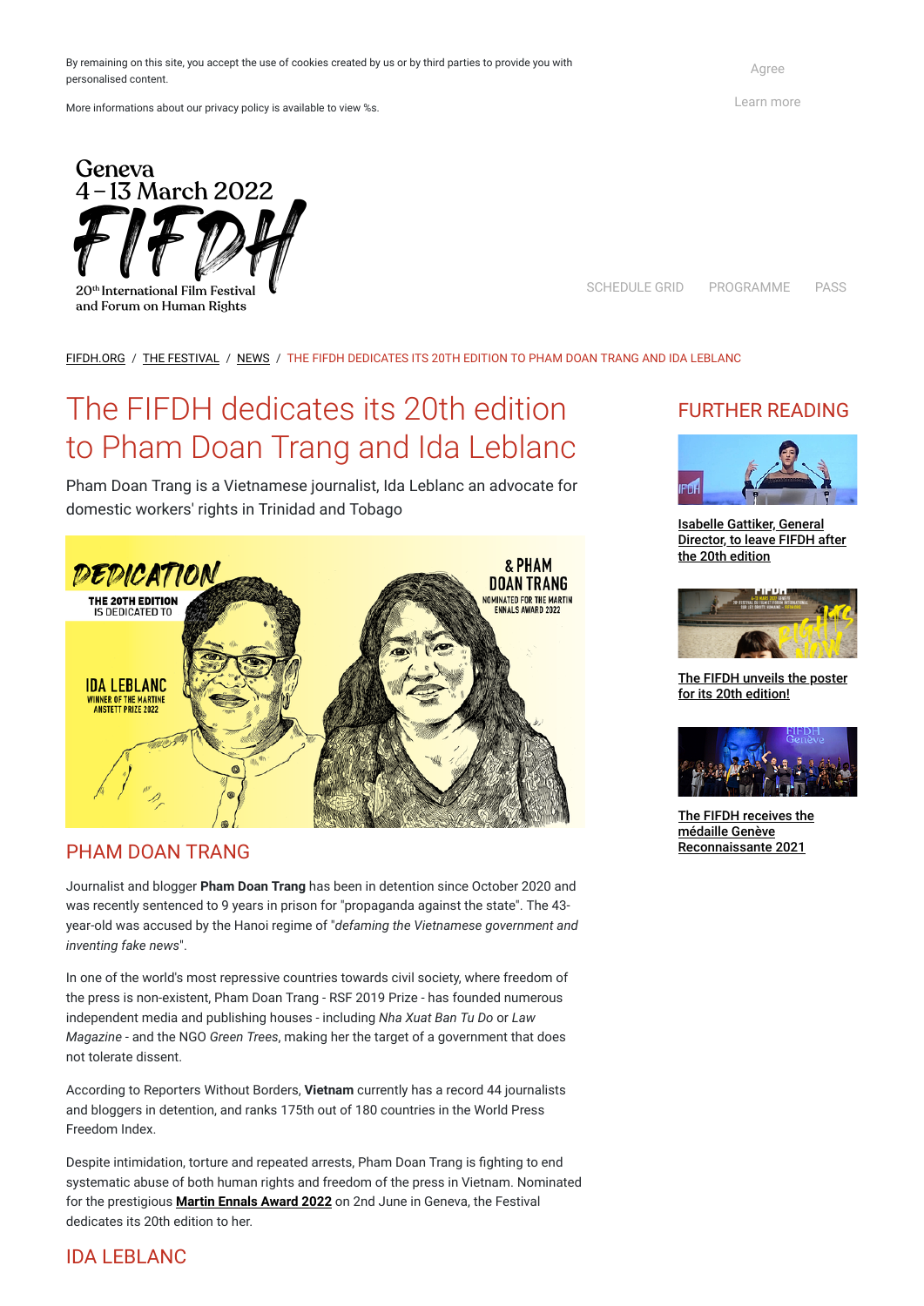By remaining on this site, you accept the use of cookies created by us or by third parties to provide you with personalised content.

More informations about our privacy policy is available to view %s.

Agree

Learn more

Geneva
4 – 13 March 2022
FIFDH
20th International Film Festival and Forum on Human Rights

SCHEDULE GRID PROGRAMME PASS

FIFDH.ORG / THE FESTIVAL / NEWS / THE FIFDH DEDICATES ITS 20TH EDITION TO PHAM DOAN TRANG AND IDA LEBLANC

# The FIFDH dedicates its 20th edition to Pham Doan Trang and Ida Leblanc

Pham Doan Trang is a Vietnamese journalist, Ida Leblanc an advocate for domestic workers' rights in Trinidad and Tobago

## PHAM DOAN TRANG

Journalist and blogger **Pham Doan Trang** has been in detention since October 2020 and was recently sentenced to 9 years in prison for "propaganda against the state". The 43-year-old was accused by the Hanoi regime of "*defaming the Vietnamese government and inventing fake news*".

In one of the world's most repressive countries towards civil society, where freedom of the press is non-existent, Pham Doan Trang - RSF 2019 Prize - has founded numerous independent media and publishing houses - including *Nha Xuat Ban Tu Do* or *Law Magazine* - and the NGO *Green Trees*, making her the target of a government that does not tolerate dissent.

According to Reporters Without Borders, **Vietnam** currently has a record 44 journalists and bloggers in detention, and ranks 175th out of 180 countries in the World Press Freedom Index.

Despite intimidation, torture and repeated arrests, Pham Doan Trang is fighting to end systematic abuse of both human rights and freedom of the press in Vietnam. Nominated for the prestigious **Martin Ennals Award 2022** on 2nd June in Geneva, the Festival dedicates its 20th edition to her.

## IDA LEBLANC

## FURTHER READING

Isabelle Gattiker, General Director, to leave FIFDH after the 20th edition

The FIFDH unveils the poster for its 20th edition!

The FIFDH receives the médaille Genève Reconnaissante 2021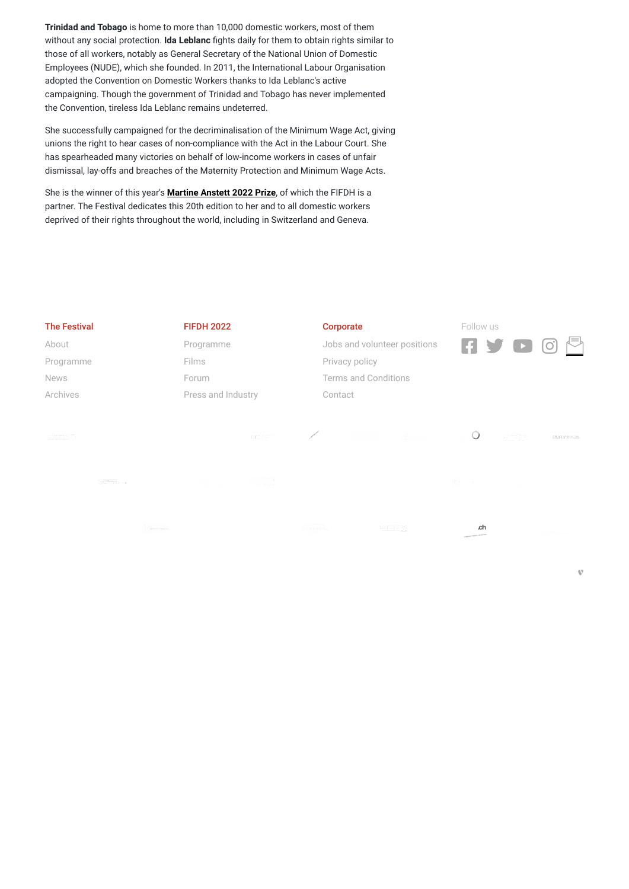**Trinidad and Tobago** is home to more than 10,000 domestic workers, most of them without any social protection. **Ida Leblanc** fights daily for them to obtain rights similar to those of all workers, notably as General Secretary of the National Union of Domestic Employees (NUDE), which she founded. In 2011, the International Labour Organisation adopted the Convention on Domestic Workers thanks to Ida Leblanc's active campaigning. Though the government of Trinidad and Tobago has never implemented the Convention, tireless Ida Leblanc remains undeterred.

She successfully campaigned for the decriminalisation of the Minimum Wage Act, giving unions the right to hear cases of non-compliance with the Act in the Labour Court. She has spearheaded many victories on behalf of low-income workers in cases of unfair dismissal, lay-offs and breaches of the Maternity Protection and Minimum Wage Acts.

She is the winner of this year's **Martine Anstett 2022 Prize**, of which the FIFDH is a partner. The Festival dedicates this 20th edition to her and to all domestic workers deprived of their rights throughout the world, including in Switzerland and Geneva.

**The Festival**
- About
- Programme
- News
- Archives

**FIFDH 2022**
- Programme
- Films
- Forum
- Press and Industry

**Corporate**
- Jobs and volunteer positions
- Privacy policy
- Terms and Conditions
- Contact

Follow us